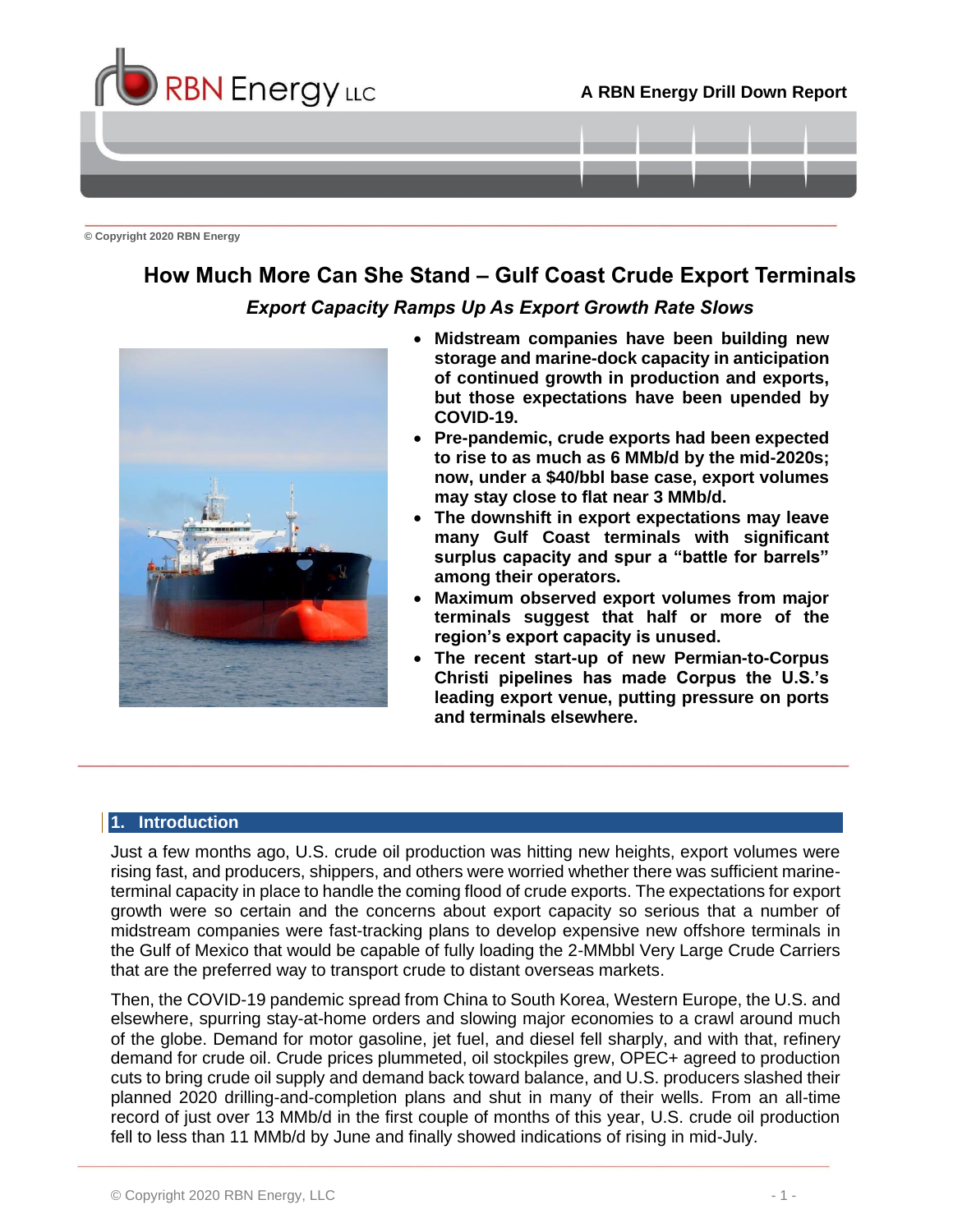A RBN Energy Drill Down Report

© Copyright 2020 RBN Energy

# How Much More Can She Stand – Gulf Coast Crude Export Terminals

## *Export Capacity Ramps Up As Export Growth Rate Slows*

- **Midstream companies have been building new storage and marine-dock capacity in anticipation of continued growth in production and exports, but those expectations have been upended by COVID-19.**
- **Pre-pandemic, crude exports had been expected to rise to as much as 6 MMb/d by the mid-2020s; now, under a $40/bbl base case, export volumes may stay close to flat near 3 MMb/d.**
- **The downshift in export expectations may leave many Gulf Coast terminals with significant surplus capacity and spur a "battle for barrels" among their operators.**
- **Maximum observed export volumes from major terminals suggest that half or more of the region's export capacity is unused.**
- **The recent start-up of new Permian-to-Corpus Christi pipelines has made Corpus the U.S.'s leading export venue, putting pressure on ports and terminals elsewhere.**

## 1. Introduction

Just a few months ago, U.S. crude oil production was hitting new heights, export volumes were rising fast, and producers, shippers, and others were worried whether there was sufficient marine-terminal capacity in place to handle the coming flood of crude exports. The expectations for export growth were so certain and the concerns about export capacity so serious that a number of midstream companies were fast-tracking plans to develop expensive new offshore terminals in the Gulf of Mexico that would be capable of fully loading the 2-MMbbl Very Large Crude Carriers that are the preferred way to transport crude to distant overseas markets.

Then, the COVID-19 pandemic spread from China to South Korea, Western Europe, the U.S. and elsewhere, spurring stay-at-home orders and slowing major economies to a crawl around much of the globe. Demand for motor gasoline, jet fuel, and diesel fell sharply, and with that, refinery demand for crude oil. Crude prices plummeted, oil stockpiles grew, OPEC+ agreed to production cuts to bring crude oil supply and demand back toward balance, and U.S. producers slashed their planned 2020 drilling-and-completion plans and shut in many of their wells. From an all-time record of just over 13 MMb/d in the first couple of months of this year, U.S. crude oil production fell to less than 11 MMb/d by June and finally showed indications of rising in mid-July.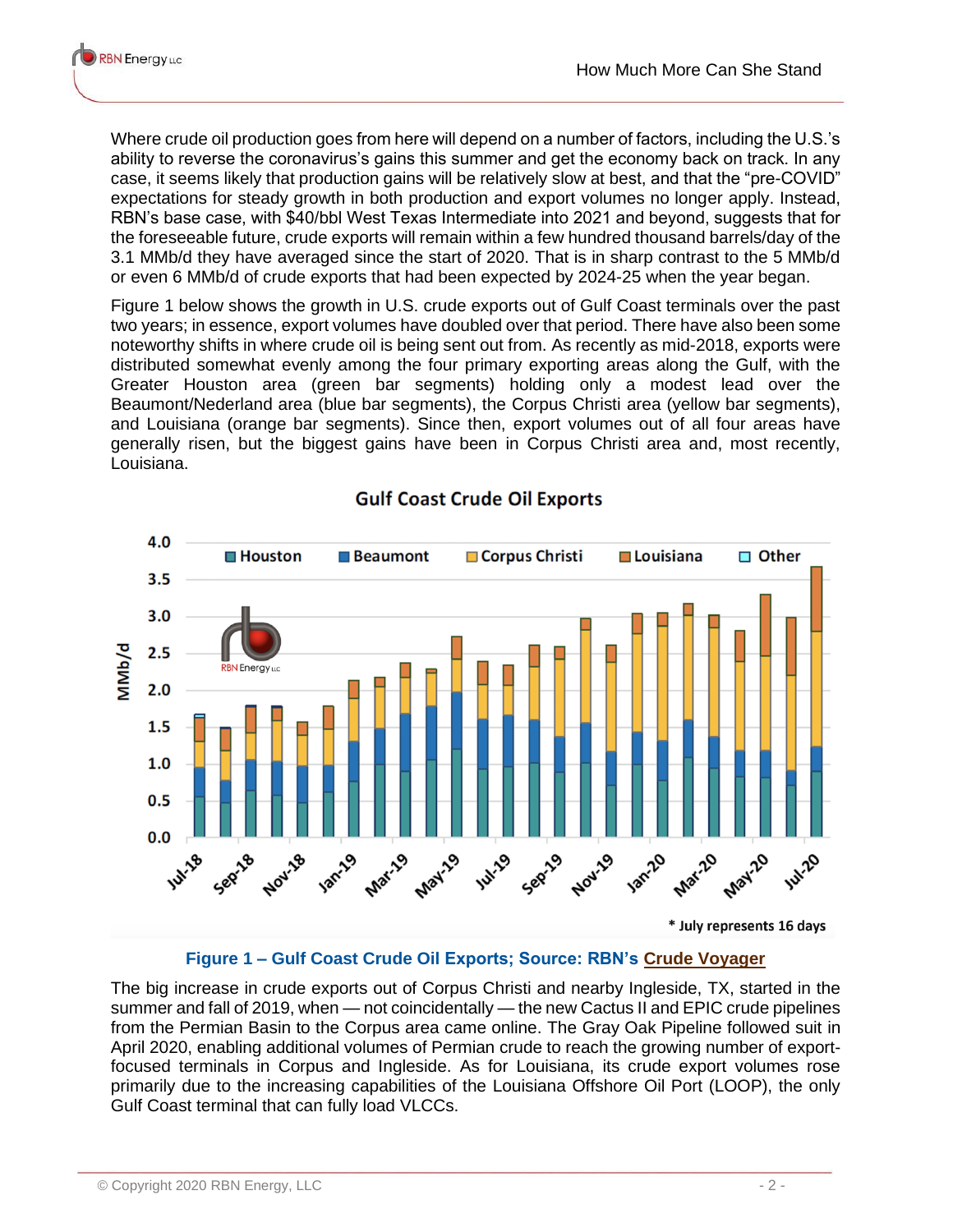Where crude oil production goes from here will depend on a number of factors, including the U.S.'s ability to reverse the coronavirus's gains this summer and get the economy back on track. In any case, it seems likely that production gains will be relatively slow at best, and that the "pre-COVID" expectations for steady growth in both production and export volumes no longer apply. Instead, RBN's base case, with $40/bbl West Texas Intermediate into 2021 and beyond, suggests that for the foreseeable future, crude exports will remain within a few hundred thousand barrels/day of the 3.1 MMb/d they have averaged since the start of 2020. That is in sharp contrast to the 5 MMb/d or even 6 MMb/d of crude exports that had been expected by 2024-25 when the year began.

Figure 1 below shows the growth in U.S. crude exports out of Gulf Coast terminals over the past two years; in essence, export volumes have doubled over that period. There have also been some noteworthy shifts in where crude oil is being sent out from. As recently as mid-2018, exports were distributed somewhat evenly among the four primary exporting areas along the Gulf, with the Greater Houston area (green bar segments) holding only a modest lead over the Beaumont/Nederland area (blue bar segments), the Corpus Christi area (yellow bar segments), and Louisiana (orange bar segments). Since then, export volumes out of all four areas have generally risen, but the biggest gains have been in Corpus Christi area and, most recently, Louisiana.

**Figure 1 – Gulf Coast Crude Oil Exports; Source: RBN's Crude Voyager**

The big increase in crude exports out of Corpus Christi and nearby Ingleside, TX, started in the summer and fall of 2019, when — not coincidentally — the new Cactus II and EPIC crude pipelines from the Permian Basin to the Corpus area came online. The Gray Oak Pipeline followed suit in April 2020, enabling additional volumes of Permian crude to reach the growing number of export-focused terminals in Corpus and Ingleside. As for Louisiana, its crude export volumes rose primarily due to the increasing capabilities of the Louisiana Offshore Oil Port (LOOP), the only Gulf Coast terminal that can fully load VLCCs.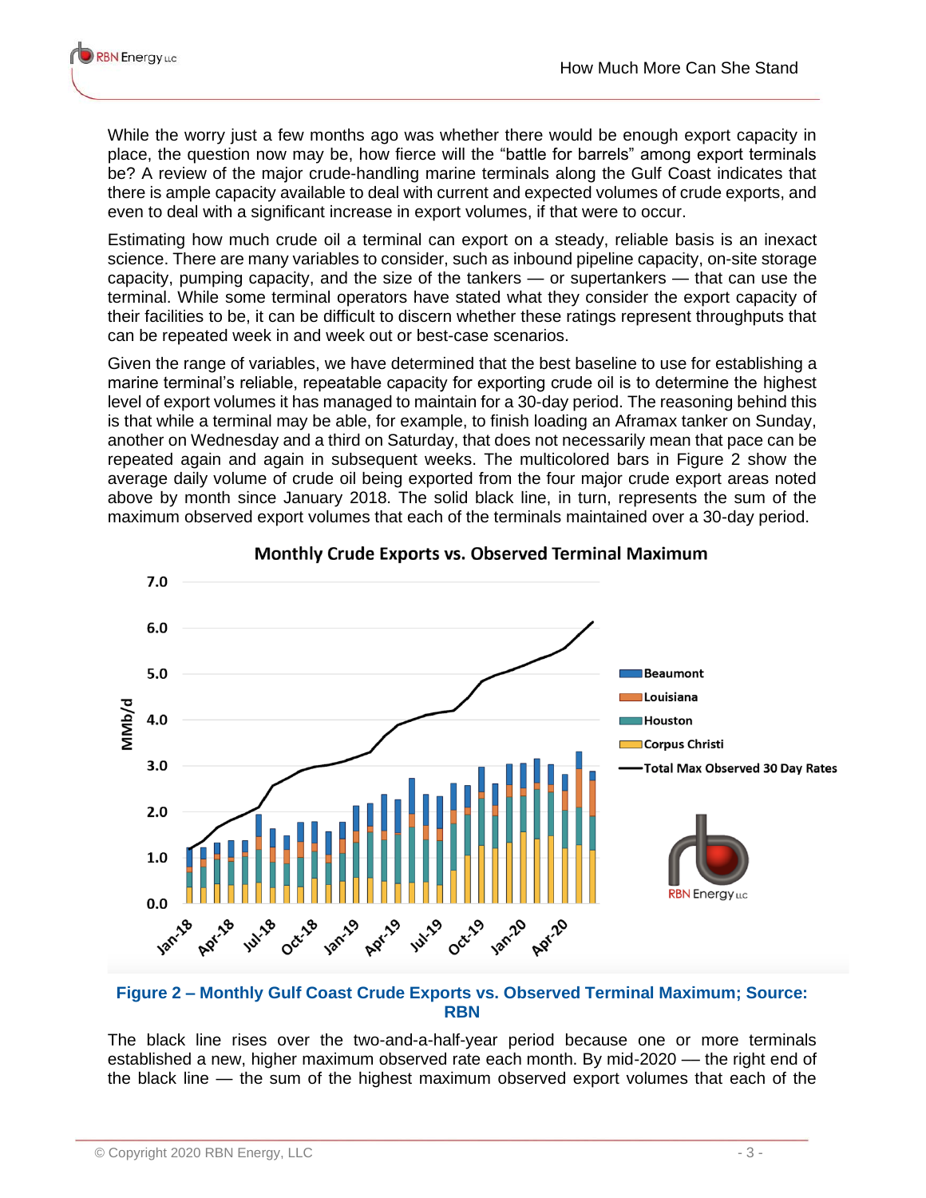While the worry just a few months ago was whether there would be enough export capacity in place, the question now may be, how fierce will the "battle for barrels" among export terminals be? A review of the major crude-handling marine terminals along the Gulf Coast indicates that there is ample capacity available to deal with current and expected volumes of crude exports, and even to deal with a significant increase in export volumes, if that were to occur.

Estimating how much crude oil a terminal can export on a steady, reliable basis is an inexact science. There are many variables to consider, such as inbound pipeline capacity, on-site storage capacity, pumping capacity, and the size of the tankers — or supertankers — that can use the terminal. While some terminal operators have stated what they consider the export capacity of their facilities to be, it can be difficult to discern whether these ratings represent throughputs that can be repeated week in and week out or best-case scenarios.

Given the range of variables, we have determined that the best baseline to use for establishing a marine terminal's reliable, repeatable capacity for exporting crude oil is to determine the highest level of export volumes it has managed to maintain for a 30-day period. The reasoning behind this is that while a terminal may be able, for example, to finish loading an Aframax tanker on Sunday, another on Wednesday and a third on Saturday, that does not necessarily mean that pace can be repeated again and again in subsequent weeks. The multicolored bars in Figure 2 show the average daily volume of crude oil being exported from the four major crude export areas noted above by month since January 2018. The solid black line, in turn, represents the sum of the maximum observed export volumes that each of the terminals maintained over a 30-day period.

**Figure 2 – Monthly Gulf Coast Crude Exports vs. Observed Terminal Maximum; Source: RBN**

The black line rises over the two-and-a-half-year period because one or more terminals established a new, higher maximum observed rate each month. By mid-2020 — the right end of the black line — the sum of the highest maximum observed export volumes that each of the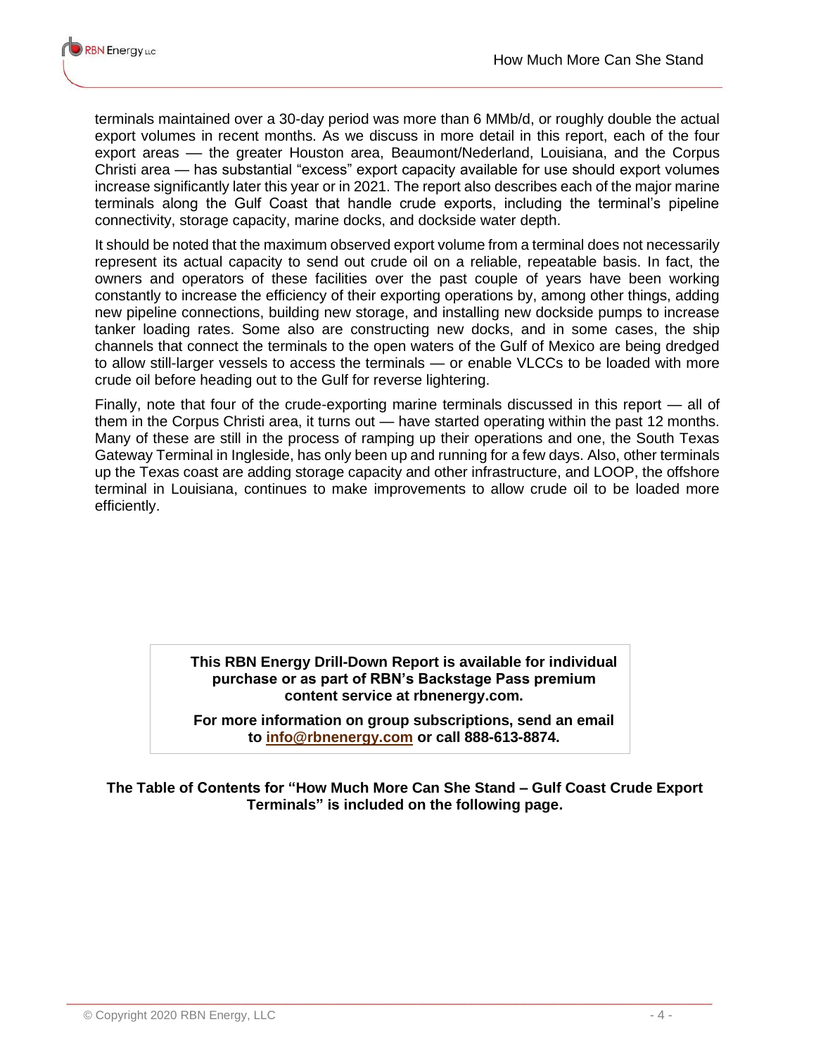terminals maintained over a 30-day period was more than 6 MMb/d, or roughly double the actual export volumes in recent months. As we discuss in more detail in this report, each of the four export areas — the greater Houston area, Beaumont/Nederland, Louisiana, and the Corpus Christi area — has substantial "excess" export capacity available for use should export volumes increase significantly later this year or in 2021. The report also describes each of the major marine terminals along the Gulf Coast that handle crude exports, including the terminal's pipeline connectivity, storage capacity, marine docks, and dockside water depth.

It should be noted that the maximum observed export volume from a terminal does not necessarily represent its actual capacity to send out crude oil on a reliable, repeatable basis. In fact, the owners and operators of these facilities over the past couple of years have been working constantly to increase the efficiency of their exporting operations by, among other things, adding new pipeline connections, building new storage, and installing new dockside pumps to increase tanker loading rates. Some also are constructing new docks, and in some cases, the ship channels that connect the terminals to the open waters of the Gulf of Mexico are being dredged to allow still-larger vessels to access the terminals — or enable VLCCs to be loaded with more crude oil before heading out to the Gulf for reverse lightering.

Finally, note that four of the crude-exporting marine terminals discussed in this report — all of them in the Corpus Christi area, it turns out — have started operating within the past 12 months. Many of these are still in the process of ramping up their operations and one, the South Texas Gateway Terminal in Ingleside, has only been up and running for a few days. Also, other terminals up the Texas coast are adding storage capacity and other infrastructure, and LOOP, the offshore terminal in Louisiana, continues to make improvements to allow crude oil to be loaded more efficiently.

**This RBN Energy Drill-Down Report is available for individual purchase or as part of RBN's Backstage Pass premium content service at rbnenergy.com.**

**For more information on group subscriptions, send an email to [info@rbnenergy.com](mailto:info@rbnenergy.com) or call 888-613-8874.**

**The Table of Contents for "How Much More Can She Stand – Gulf Coast Crude Export Terminals" is included on the following page.**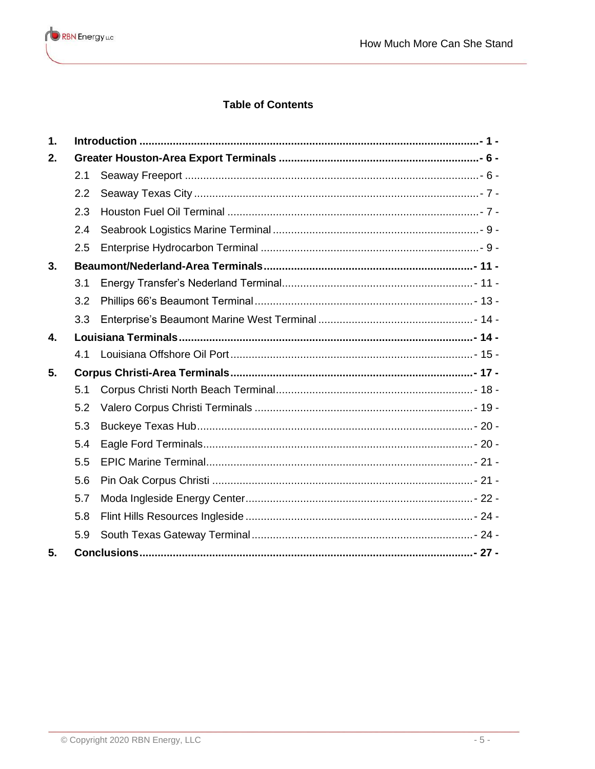## Table of Contents

1. **Introduction** ................................................................ **- 1 -**
2. **Greater Houston-Area Export Terminals** ................................ **- 6 -**
   - 2.1 Seaway Freeport ................................................ - 6 -
   - 2.2 Seaway Texas City ............................................ - 7 -
   - 2.3 Houston Fuel Oil Terminal .................................. - 7 -
   - 2.4 Seabrook Logistics Marine Terminal .................... - 9 -
   - 2.5 Enterprise Hydrocarbon Terminal ........................ - 9 -
3. **Beaumont/Nederland-Area Terminals** .................................... **- 11 -**
   - 3.1 Energy Transfer's Nederland Terminal .................. - 11 -
   - 3.2 Phillips 66's Beaumont Terminal .......................... - 13 -
   - 3.3 Enterprise's Beaumont Marine West Terminal ........ - 14 -
4. **Louisiana Terminals** ............................................................ **- 14 -**
   - 4.1 Louisiana Offshore Oil Port ................................ - 15 -
5. **Corpus Christi-Area Terminals** ............................................. **- 17 -**
   - 5.1 Corpus Christi North Beach Terminal .................... - 18 -
   - 5.2 Valero Corpus Christi Terminals .......................... - 19 -
   - 5.3 Buckeye Texas Hub ............................................ - 20 -
   - 5.4 Eagle Ford Terminals ......................................... - 20 -
   - 5.5 EPIC Marine Terminal ......................................... - 21 -
   - 5.6 Pin Oak Corpus Christi ...................................... - 21 -
   - 5.7 Moda Ingleside Energy Center ............................. - 22 -
   - 5.8 Flint Hills Resources Ingleside ............................ - 24 -
   - 5.9 South Texas Gateway Terminal ............................ - 24 -
5. **Conclusions** ........................................................................ **- 27 -**